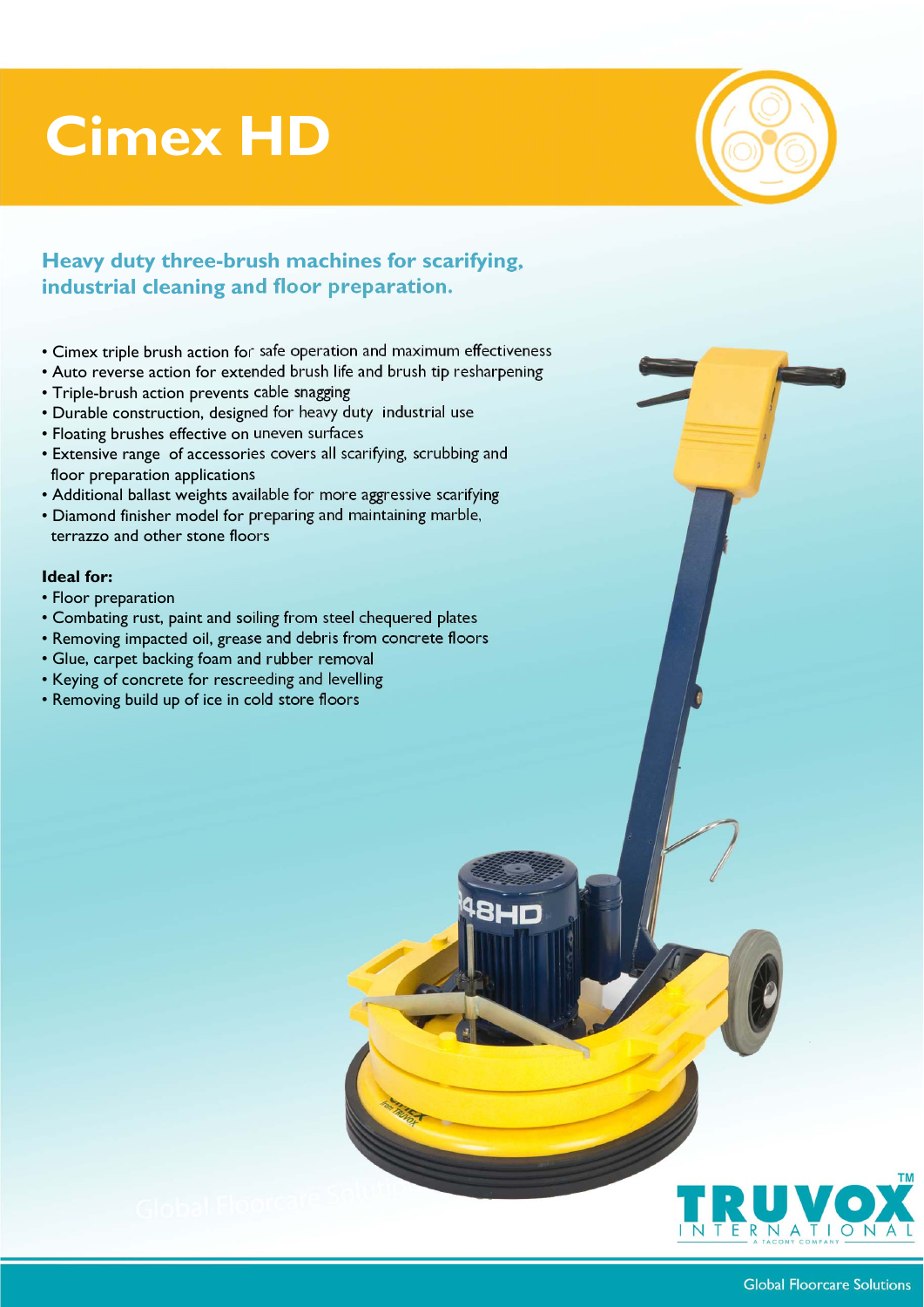# Cimex HD

## Heavy duty three-brush machines for scarifying, industrial cleaning and floor preparation.

- Cimex triple brush action for safe operation and maximum effectiveness
- Auto reverse action for extended brush life and brush tip resharpening
- Triple-brush action prevents cable snagging
- Durable construction, designed for heavy duty industrial use
- Floating brushes effective on uneven surfaces
- Extensive range of accessories covers all scarifying, scrubbing and floor preparation applications
- Additional ballast weights available for more aggressive scarifying
- Diamond finisher model for preparing and maintaining marble, terrazzo and other stone floors

**Ideal for:**

- Floor preparation
- Combating rust, paint and soiling from steel chequered plates
- Removing impacted oil, grease and debris from concrete floors
- Glue, carpet backing foam and rubber removal
- Keying of concrete for rescreeding and levelling
- Removing build up of ice in cold store floors

TRUVOX™ INTERNATIONAL
A TACONY COMPANY

Global Floorcare Solutions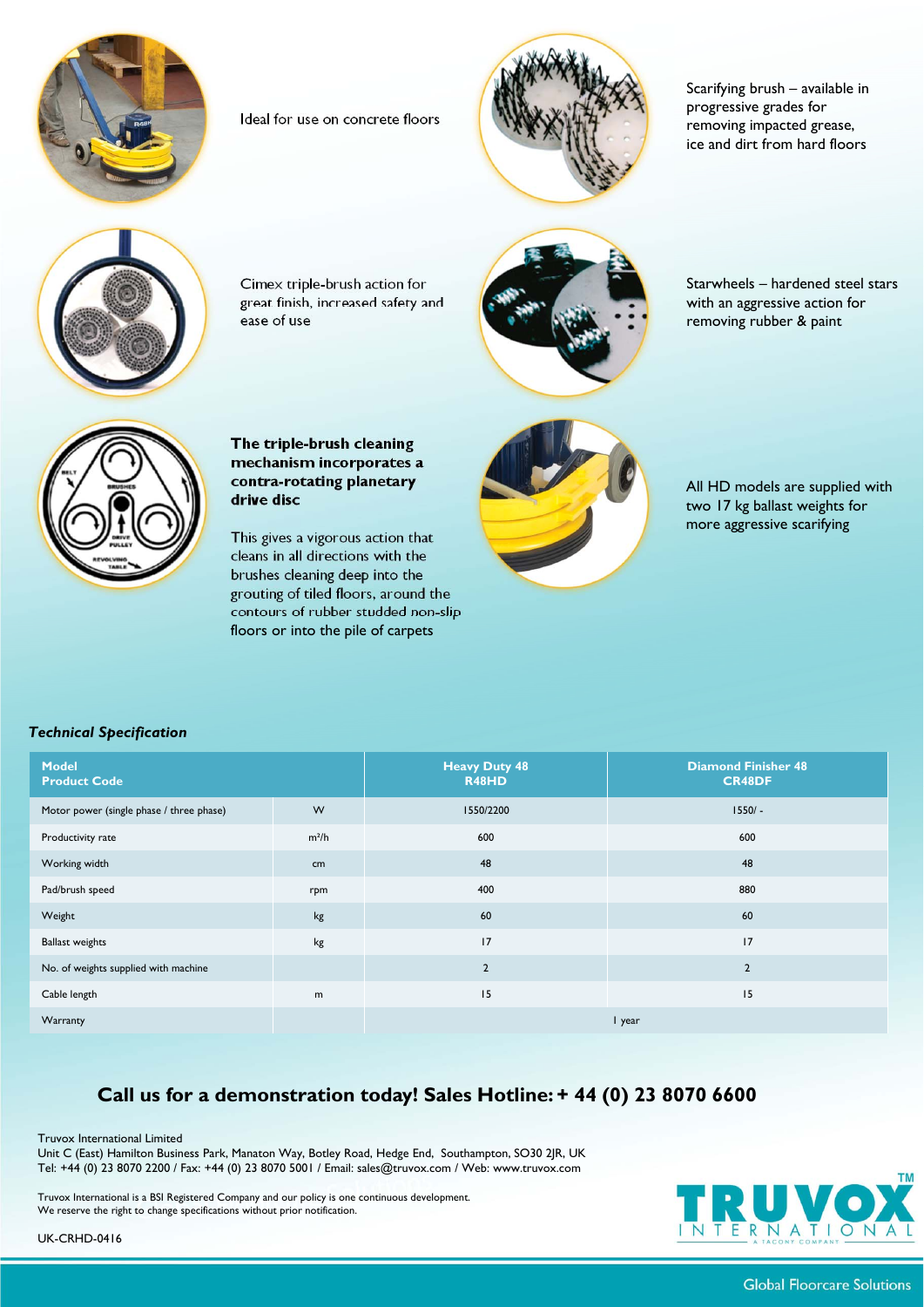Ideal for use on concrete floors

Scarifying brush – available in progressive grades for removing impacted grease, ice and dirt from hard floors

Cimex triple-brush action for great finish, increased safety and ease of use

Starwheels – hardened steel stars with an aggressive action for removing rubber & paint

**The triple-brush cleaning mechanism incorporates a contra-rotating planetary drive disc**

This gives a vigorous action that cleans in all directions with the brushes cleaning deep into the grouting of tiled floors, around the contours of rubber studded non-slip floors or into the pile of carpets

All HD models are supplied with two 17 kg ballast weights for more aggressive scarifying

### *Technical Specification*

| Model<br>Product Code | | Heavy Duty 48<br>R48HD | Diamond Finisher 48<br>CR48DF |
|---|---|---|---|
| Motor power (single phase / three phase) | W | 1550/2200 | 1550/ - |
| Productivity rate | m²/h | 600 | 600 |
| Working width | cm | 48 | 48 |
| Pad/brush speed | rpm | 400 | 880 |
| Weight | kg | 60 | 60 |
| Ballast weights | kg | 17 | 17 |
| No. of weights supplied with machine | | 2 | 2 |
| Cable length | m | 15 | 15 |
| Warranty | | 1 year | |

## Call us for a demonstration today! Sales Hotline: + 44 (0) 23 8070 6600

Truvox International Limited
Unit C (East) Hamilton Business Park, Manaton Way, Botley Road, Hedge End, Southampton, SO30 2JR, UK
Tel: +44 (0) 23 8070 2200 / Fax: +44 (0) 23 8070 5001 / Email: sales@truvox.com / Web: www.truvox.com

Truvox International is a BSI Registered Company and our policy is one continuous development.
We reserve the right to change specifications without prior notification.

UK-CRHD-0416

TRUVOX™ INTERNATIONAL
A TACONY COMPANY

Global Floorcare Solutions